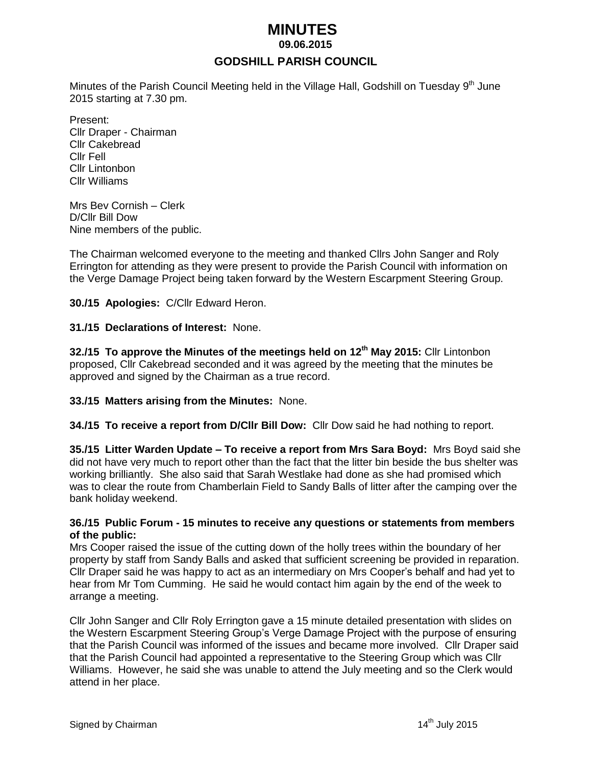# MINUTES

**09.06.2015**

## GODSHILL PARISH COUNCIL

Minutes of the Parish Council Meeting held in the Village Hall, Godshill on Tuesday 9th June 2015 starting at 7.30 pm.

Present:
Cllr Draper - Chairman
Cllr Cakebread
Cllr Fell
Cllr Lintonbon
Cllr Williams

Mrs Bev Cornish – Clerk
D/Cllr Bill Dow
Nine members of the public.

The Chairman welcomed everyone to the meeting and thanked Cllrs John Sanger and Roly Errington for attending as they were present to provide the Parish Council with information on the Verge Damage Project being taken forward by the Western Escarpment Steering Group.

**30./15 Apologies:** C/Cllr Edward Heron.

**31./15 Declarations of Interest:** None.

**32./15 To approve the Minutes of the meetings held on 12th May 2015:** Cllr Lintonbon proposed, Cllr Cakebread seconded and it was agreed by the meeting that the minutes be approved and signed by the Chairman as a true record.

**33./15 Matters arising from the Minutes:** None.

**34./15 To receive a report from D/Cllr Bill Dow:** Cllr Dow said he had nothing to report.

**35./15 Litter Warden Update – To receive a report from Mrs Sara Boyd:** Mrs Boyd said she did not have very much to report other than the fact that the litter bin beside the bus shelter was working brilliantly. She also said that Sarah Westlake had done as she had promised which was to clear the route from Chamberlain Field to Sandy Balls of litter after the camping over the bank holiday weekend.

**36./15 Public Forum - 15 minutes to receive any questions or statements from members of the public:**

Mrs Cooper raised the issue of the cutting down of the holly trees within the boundary of her property by staff from Sandy Balls and asked that sufficient screening be provided in reparation. Cllr Draper said he was happy to act as an intermediary on Mrs Cooper's behalf and had yet to hear from Mr Tom Cumming. He said he would contact him again by the end of the week to arrange a meeting.

Cllr John Sanger and Cllr Roly Errington gave a 15 minute detailed presentation with slides on the Western Escarpment Steering Group's Verge Damage Project with the purpose of ensuring that the Parish Council was informed of the issues and became more involved. Cllr Draper said that the Parish Council had appointed a representative to the Steering Group which was Cllr Williams. However, he said she was unable to attend the July meeting and so the Clerk would attend in her place.

Signed by Chairman 14th July 2015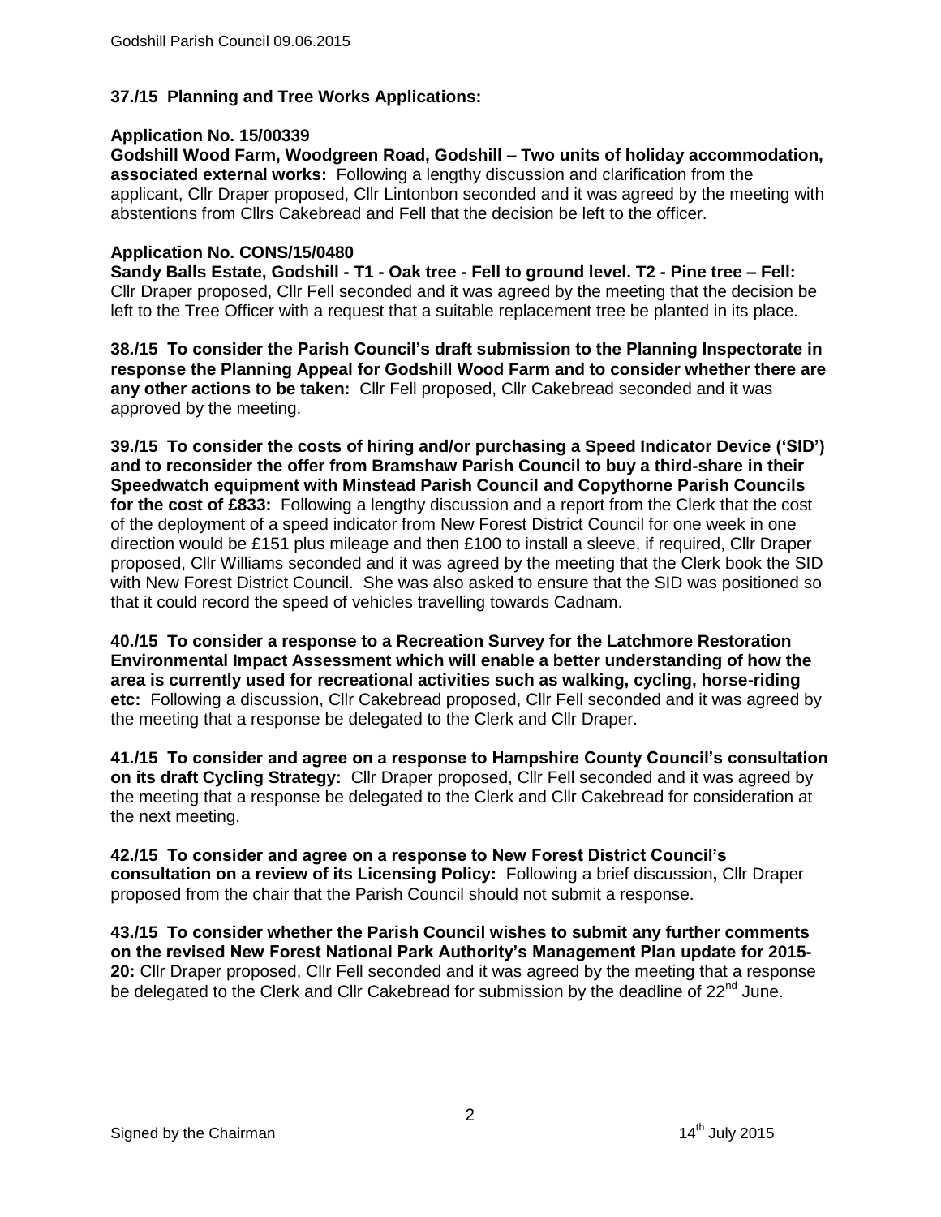**37./15 Planning and Tree Works Applications:**

**Application No. 15/00339**

**Godshill Wood Farm, Woodgreen Road, Godshill – Two units of holiday accommodation, associated external works:** Following a lengthy discussion and clarification from the applicant, Cllr Draper proposed, Cllr Lintonbon seconded and it was agreed by the meeting with abstentions from Cllrs Cakebread and Fell that the decision be left to the officer.

**Application No. CONS/15/0480**

**Sandy Balls Estate, Godshill - T1 - Oak tree - Fell to ground level. T2 - Pine tree – Fell:** Cllr Draper proposed, Cllr Fell seconded and it was agreed by the meeting that the decision be left to the Tree Officer with a request that a suitable replacement tree be planted in its place.

**38./15 To consider the Parish Council's draft submission to the Planning Inspectorate in response the Planning Appeal for Godshill Wood Farm and to consider whether there are any other actions to be taken:** Cllr Fell proposed, Cllr Cakebread seconded and it was approved by the meeting.

**39./15 To consider the costs of hiring and/or purchasing a Speed Indicator Device ('SID') and to reconsider the offer from Bramshaw Parish Council to buy a third-share in their Speedwatch equipment with Minstead Parish Council and Copythorne Parish Councils for the cost of £833:** Following a lengthy discussion and a report from the Clerk that the cost of the deployment of a speed indicator from New Forest District Council for one week in one direction would be £151 plus mileage and then £100 to install a sleeve, if required, Cllr Draper proposed, Cllr Williams seconded and it was agreed by the meeting that the Clerk book the SID with New Forest District Council. She was also asked to ensure that the SID was positioned so that it could record the speed of vehicles travelling towards Cadnam.

**40./15 To consider a response to a Recreation Survey for the Latchmore Restoration Environmental Impact Assessment which will enable a better understanding of how the area is currently used for recreational activities such as walking, cycling, horse-riding etc:** Following a discussion, Cllr Cakebread proposed, Cllr Fell seconded and it was agreed by the meeting that a response be delegated to the Clerk and Cllr Draper.

**41./15 To consider and agree on a response to Hampshire County Council's consultation on its draft Cycling Strategy:** Cllr Draper proposed, Cllr Fell seconded and it was agreed by the meeting that a response be delegated to the Clerk and Cllr Cakebread for consideration at the next meeting.

**42./15 To consider and agree on a response to New Forest District Council's consultation on a review of its Licensing Policy:** Following a brief discussion**,** Cllr Draper proposed from the chair that the Parish Council should not submit a response.

**43./15 To consider whether the Parish Council wishes to submit any further comments on the revised New Forest National Park Authority's Management Plan update for 2015-20:** Cllr Draper proposed, Cllr Fell seconded and it was agreed by the meeting that a response be delegated to the Clerk and Cllr Cakebread for submission by the deadline of 22nd June.

Signed by the Chairman 14th July 2015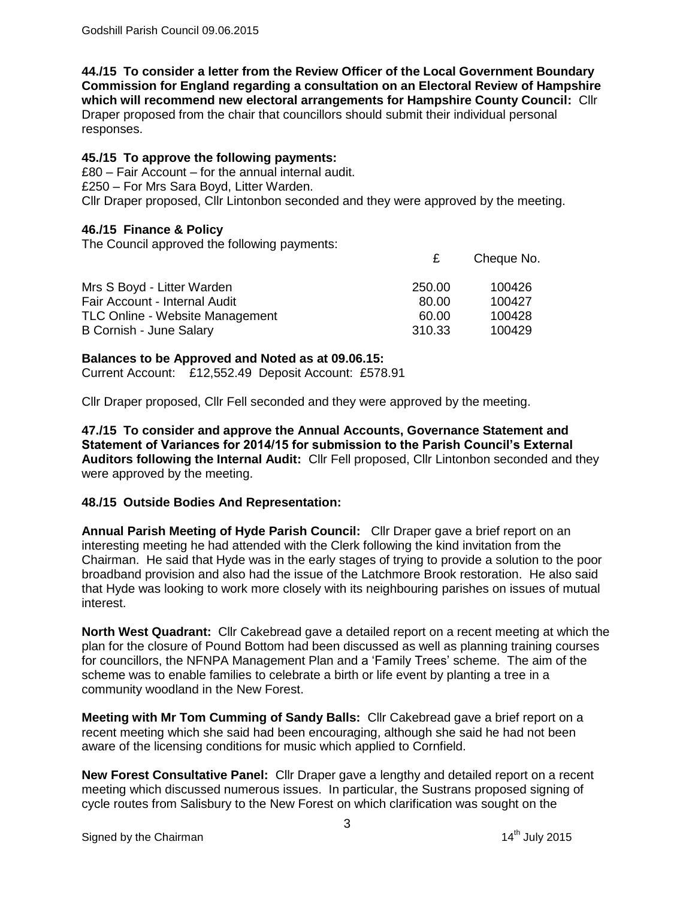**44./15 To consider a letter from the Review Officer of the Local Government Boundary Commission for England regarding a consultation on an Electoral Review of Hampshire which will recommend new electoral arrangements for Hampshire County Council:** Cllr Draper proposed from the chair that councillors should submit their individual personal responses.

**45./15 To approve the following payments:**

£80 – Fair Account – for the annual internal audit.
£250 – For Mrs Sara Boyd, Litter Warden.
Cllr Draper proposed, Cllr Lintonbon seconded and they were approved by the meeting.

**46./15 Finance & Policy**

The Council approved the following payments:

| | £ | Cheque No. |
|---|---|---|
| Mrs S Boyd - Litter Warden | 250.00 | 100426 |
| Fair Account - Internal Audit | 80.00 | 100427 |
| TLC Online - Website Management | 60.00 | 100428 |
| B Cornish - June Salary | 310.33 | 100429 |

**Balances to be Approved and Noted as at 09.06.15:**

Current Account: £12,552.49 Deposit Account: £578.91

Cllr Draper proposed, Cllr Fell seconded and they were approved by the meeting.

**47./15 To consider and approve the Annual Accounts, Governance Statement and Statement of Variances for 2014/15 for submission to the Parish Council's External Auditors following the Internal Audit:** Cllr Fell proposed, Cllr Lintonbon seconded and they were approved by the meeting.

**48./15 Outside Bodies And Representation:**

**Annual Parish Meeting of Hyde Parish Council:** Cllr Draper gave a brief report on an interesting meeting he had attended with the Clerk following the kind invitation from the Chairman. He said that Hyde was in the early stages of trying to provide a solution to the poor broadband provision and also had the issue of the Latchmore Brook restoration. He also said that Hyde was looking to work more closely with its neighbouring parishes on issues of mutual interest.

**North West Quadrant:** Cllr Cakebread gave a detailed report on a recent meeting at which the plan for the closure of Pound Bottom had been discussed as well as planning training courses for councillors, the NFNPA Management Plan and a 'Family Trees' scheme. The aim of the scheme was to enable families to celebrate a birth or life event by planting a tree in a community woodland in the New Forest.

**Meeting with Mr Tom Cumming of Sandy Balls:** Cllr Cakebread gave a brief report on a recent meeting which she said had been encouraging, although she said he had not been aware of the licensing conditions for music which applied to Cornfield.

**New Forest Consultative Panel:** Cllr Draper gave a lengthy and detailed report on a recent meeting which discussed numerous issues. In particular, the Sustrans proposed signing of cycle routes from Salisbury to the New Forest on which clarification was sought on the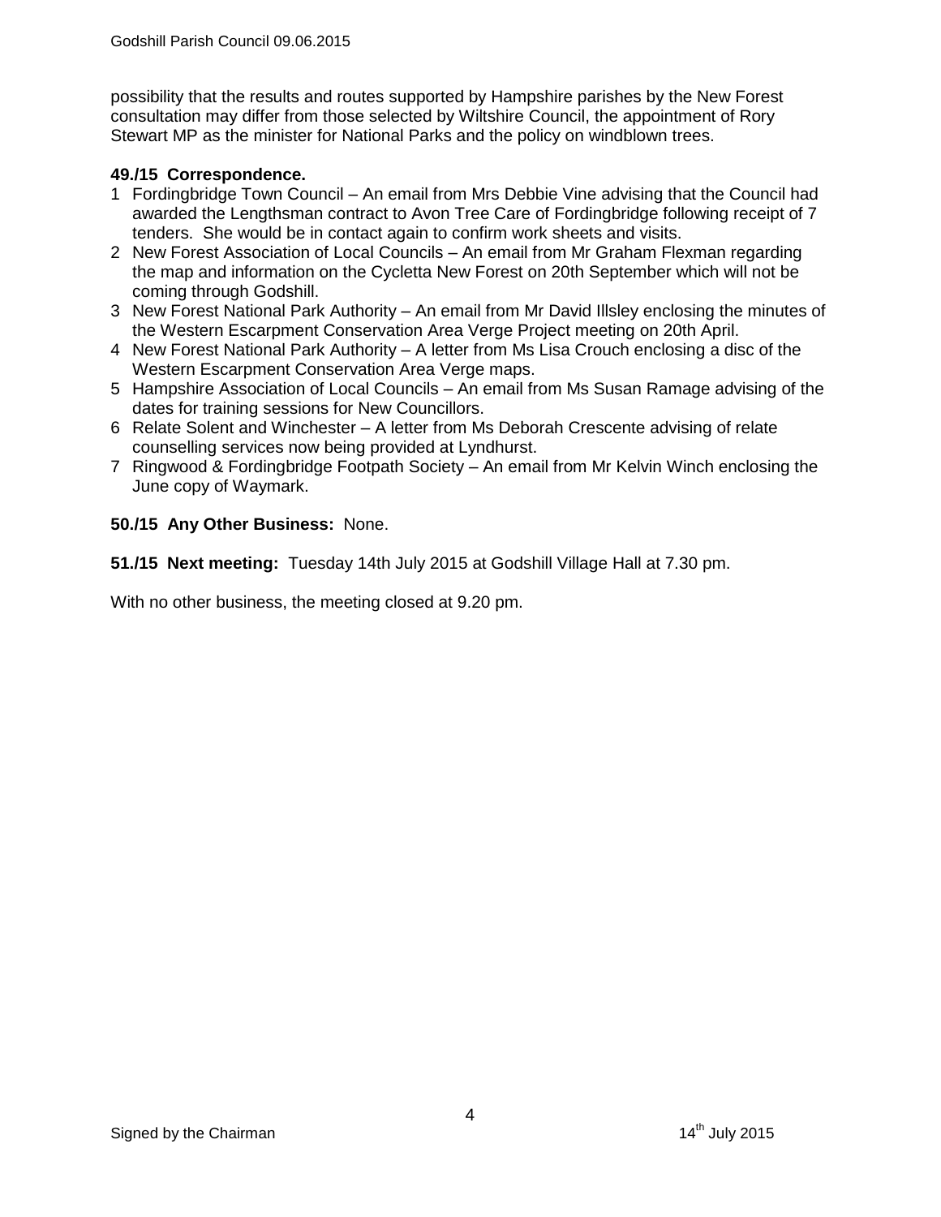possibility that the results and routes supported by Hampshire parishes by the New Forest consultation may differ from those selected by Wiltshire Council, the appointment of Rory Stewart MP as the minister for National Parks and the policy on windblown trees.

**49./15 Correspondence.**

1 Fordingbridge Town Council – An email from Mrs Debbie Vine advising that the Council had awarded the Lengthsman contract to Avon Tree Care of Fordingbridge following receipt of 7 tenders. She would be in contact again to confirm work sheets and visits.
2 New Forest Association of Local Councils – An email from Mr Graham Flexman regarding the map and information on the Cycletta New Forest on 20th September which will not be coming through Godshill.
3 New Forest National Park Authority – An email from Mr David Illsley enclosing the minutes of the Western Escarpment Conservation Area Verge Project meeting on 20th April.
4 New Forest National Park Authority – A letter from Ms Lisa Crouch enclosing a disc of the Western Escarpment Conservation Area Verge maps.
5 Hampshire Association of Local Councils – An email from Ms Susan Ramage advising of the dates for training sessions for New Councillors.
6 Relate Solent and Winchester – A letter from Ms Deborah Crescente advising of relate counselling services now being provided at Lyndhurst.
7 Ringwood & Fordingbridge Footpath Society – An email from Mr Kelvin Winch enclosing the June copy of Waymark.

**50./15 Any Other Business:** None.

**51./15 Next meeting:** Tuesday 14th July 2015 at Godshill Village Hall at 7.30 pm.

With no other business, the meeting closed at 9.20 pm.

Signed by the Chairman 14th July 2015